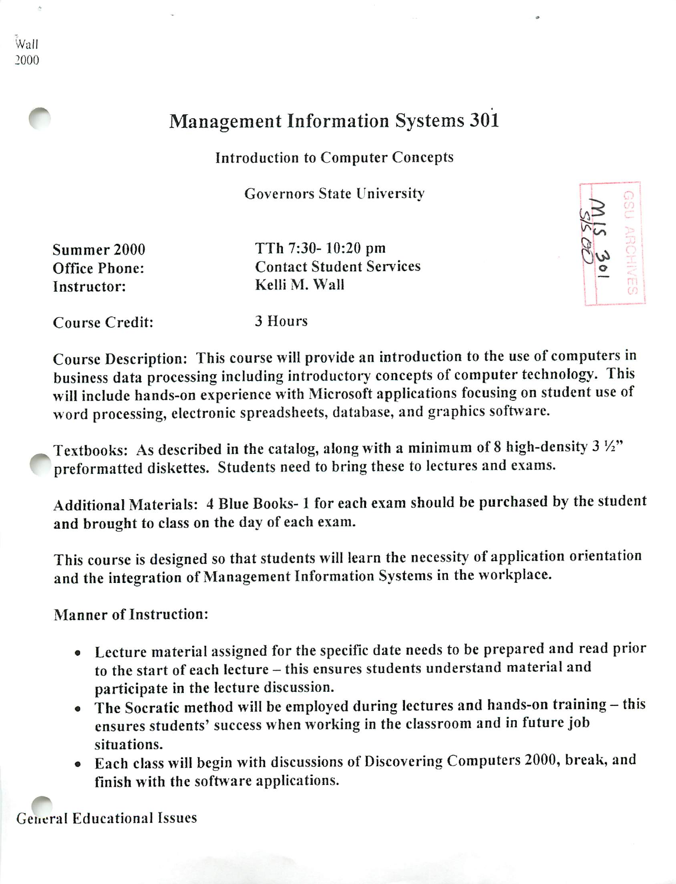Wall
2000

# Management Information Systems 301

## Introduction to Computer Concepts

### Governors State University

GSU ARCHIVES
MIS 301
S/S 00

| | |
|---|---|
| **Summer 2000** | TTh 7:30- 10:20 pm |
| **Office Phone:** | Contact Student Services |
| **Instructor:** | Kelli M. Wall |

Course Credit: 3 Hours

Course Description: This course will provide an introduction to the use of computers in business data processing including introductory concepts of computer technology. This will include hands-on experience with Microsoft applications focusing on student use of word processing, electronic spreadsheets, database, and graphics software.

Textbooks: As described in the catalog, along with a minimum of 8 high-density 3 ½" preformatted diskettes. Students need to bring these to lectures and exams.

Additional Materials: 4 Blue Books- 1 for each exam should be purchased by the student and brought to class on the day of each exam.

This course is designed so that students will learn the necessity of application orientation and the integration of Management Information Systems in the workplace.

Manner of Instruction:

- Lecture material assigned for the specific date needs to be prepared and read prior to the start of each lecture – this ensures students understand material and participate in the lecture discussion.
- The Socratic method will be employed during lectures and hands-on training – this ensures students' success when working in the classroom and in future job situations.
- Each class will begin with discussions of Discovering Computers 2000, break, and finish with the software applications.

General Educational Issues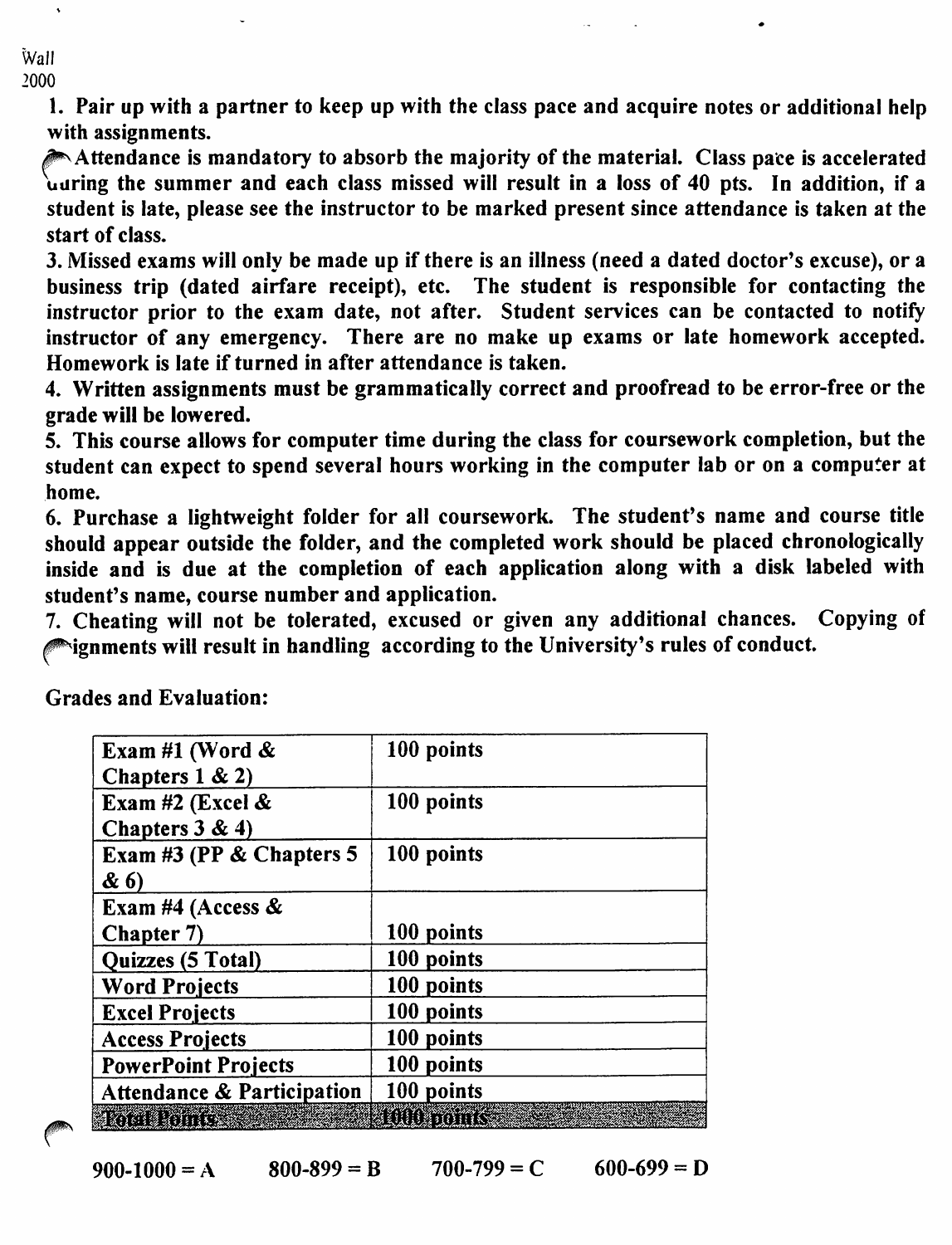1. Pair up with a partner to keep up with the class pace and acquire notes or additional help with assignments.
2. Attendance is mandatory to absorb the majority of the material. Class pace is accelerated during the summer and each class missed will result in a loss of 40 pts. In addition, if a student is late, please see the instructor to be marked present since attendance is taken at the start of class.
3. Missed exams will only be made up if there is an illness (need a dated doctor's excuse), or a business trip (dated airfare receipt), etc. The student is responsible for contacting the instructor prior to the exam date, not after. Student services can be contacted to notify instructor of any emergency. There are no make up exams or late homework accepted. Homework is late if turned in after attendance is taken.
4. Written assignments must be grammatically correct and proofread to be error-free or the grade will be lowered.
5. This course allows for computer time during the class for coursework completion, but the student can expect to spend several hours working in the computer lab or on a computer at home.
6. Purchase a lightweight folder for all coursework. The student's name and course title should appear outside the folder, and the completed work should be placed chronologically inside and is due at the completion of each application along with a disk labeled with student's name, course number and application.
7. Cheating will not be tolerated, excused or given any additional chances. Copying of assignments will result in handling according to the University's rules of conduct.

Grades and Evaluation:

| | |
|---|---|
| Exam #1 (Word & Chapters 1 & 2) | 100 points |
| Exam #2 (Excel & Chapters 3 & 4) | 100 points |
| Exam #3 (PP & Chapters 5 & 6) | 100 points |
| Exam #4 (Access & Chapter 7) | 100 points |
| Quizzes (5 Total) | 100 points |
| Word Projects | 100 points |
| Excel Projects | 100 points |
| Access Projects | 100 points |
| PowerPoint Projects | 100 points |
| Attendance & Participation | 100 points |
| **Total Points** | **1000 points** |

900-1000 = A 800-899 = B 700-799 = C 600-699 = D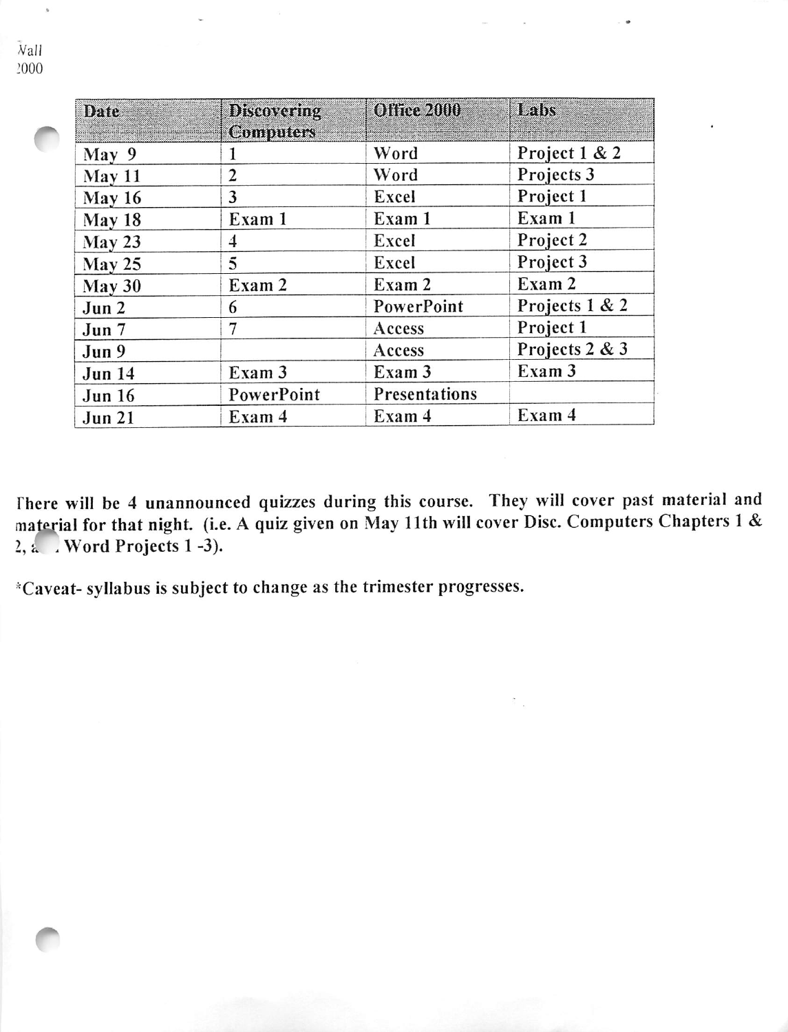| Date | Discovering Computers | Office 2000 | Labs |
|---|---|---|---|
| May 9 | 1 | Word | Project 1 & 2 |
| May 11 | 2 | Word | Projects 3 |
| May 16 | 3 | Excel | Project 1 |
| May 18 | Exam 1 | Exam 1 | Exam 1 |
| May 23 | 4 | Excel | Project 2 |
| May 25 | 5 | Excel | Project 3 |
| May 30 | Exam 2 | Exam 2 | Exam 2 |
| Jun 2 | 6 | PowerPoint | Projects 1 & 2 |
| Jun 7 | 7 | Access | Project 1 |
| Jun 9 | | Access | Projects 2 & 3 |
| Jun 14 | Exam 3 | Exam 3 | Exam 3 |
| Jun 16 | PowerPoint | Presentations | |
| Jun 21 | Exam 4 | Exam 4 | Exam 4 |

There will be 4 unannounced quizzes during this course. They will cover past material and material for that night. (i.e. A quiz given on May 11th will cover Disc. Computers Chapters 1 & 2, and Word Projects 1 -3).

*Caveat- syllabus is subject to change as the trimester progresses.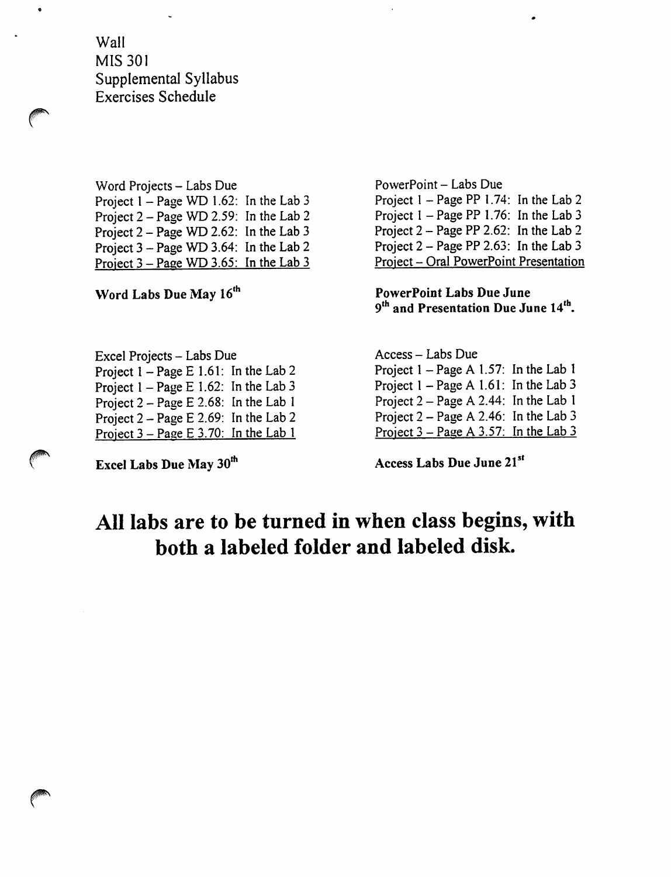Wall
MIS 301
Supplemental Syllabus
Exercises Schedule

Word Projects – Labs Due
Project 1 – Page WD 1.62: In the Lab 3
Project 2 – Page WD 2.59: In the Lab 2
Project 2 – Page WD 2.62: In the Lab 3
Project 3 – Page WD 3.64: In the Lab 2
Project 3 – Page WD 3.65: In the Lab 3

**Word Labs Due May 16th**

PowerPoint – Labs Due
Project 1 – Page PP 1.74: In the Lab 2
Project 1 – Page PP 1.76: In the Lab 3
Project 2 – Page PP 2.62: In the Lab 2
Project 2 – Page PP 2.63: In the Lab 3
Project – Oral PowerPoint Presentation

**PowerPoint Labs Due June 9th and Presentation Due June 14th.**

Excel Projects – Labs Due
Project 1 – Page E 1.61: In the Lab 2
Project 1 – Page E 1.62: In the Lab 3
Project 2 – Page E 2.68: In the Lab 1
Project 2 – Page E 2.69: In the Lab 2
Project 3 – Page E 3.70: In the Lab 1

**Excel Labs Due May 30th**

Access – Labs Due
Project 1 – Page A 1.57: In the Lab 1
Project 1 – Page A 1.61: In the Lab 3
Project 2 – Page A 2.44: In the Lab 1
Project 2 – Page A 2.46: In the Lab 3
Project 3 – Page A 3.57: In the Lab 3

**Access Labs Due June 21st**

# All labs are to be turned in when class begins, with both a labeled folder and labeled disk.